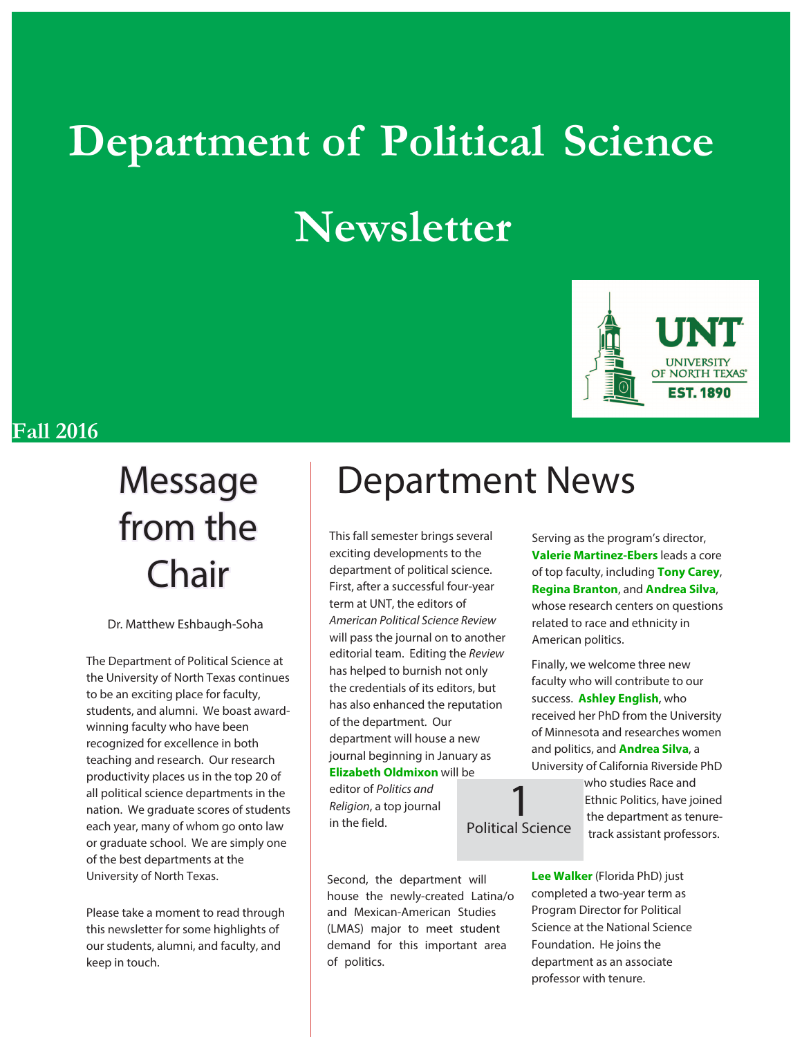# Department of Political Science Newsletter

Fall 2016

## Message from the Chair

Dr. Matthew Eshbaugh-Soha

The Department of Political Science at the University of North Texas continues to be an exciting place for faculty, students, and alumni. We boast award-winning faculty who have been recognized for excellence in both teaching and research. Our research productivity places us in the top 20 of all political science departments in the nation. We graduate scores of students each year, many of whom go onto law or graduate school. We are simply one of the best departments at the University of North Texas.

Please take a moment to read through this newsletter for some highlights of our students, alumni, and faculty, and keep in touch.

## Department News

This fall semester brings several exciting developments to the department of political science. First, after a successful four-year term at UNT, the editors of *American Political Science Review* will pass the journal on to another editorial team. Editing the *Review* has helped to burnish not only the credentials of its editors, but has also enhanced the reputation of the department. Our department will house a new journal beginning in January as **Elizabeth Oldmixon** will be editor of *Politics and Religion*, a top journal in the field.

Second, the department will house the newly-created Latina/o and Mexican-American Studies (LMAS) major to meet student demand for this important area of politics.

Serving as the program's director, **Valerie Martinez-Ebers** leads a core of top faculty, including **Tony Carey**, **Regina Branton**, and **Andrea Silva**, whose research centers on questions related to race and ethnicity in American politics.

Finally, we welcome three new faculty who will contribute to our success. **Ashley English**, who received her PhD from the University of Minnesota and researches women and politics, and **Andrea Silva**, a University of California Riverside PhD who studies Race and Ethnic Politics, have joined the department as tenure-track assistant professors.

**Lee Walker** (Florida PhD) just completed a two-year term as Program Director for Political Science at the National Science Foundation. He joins the department as an associate professor with tenure.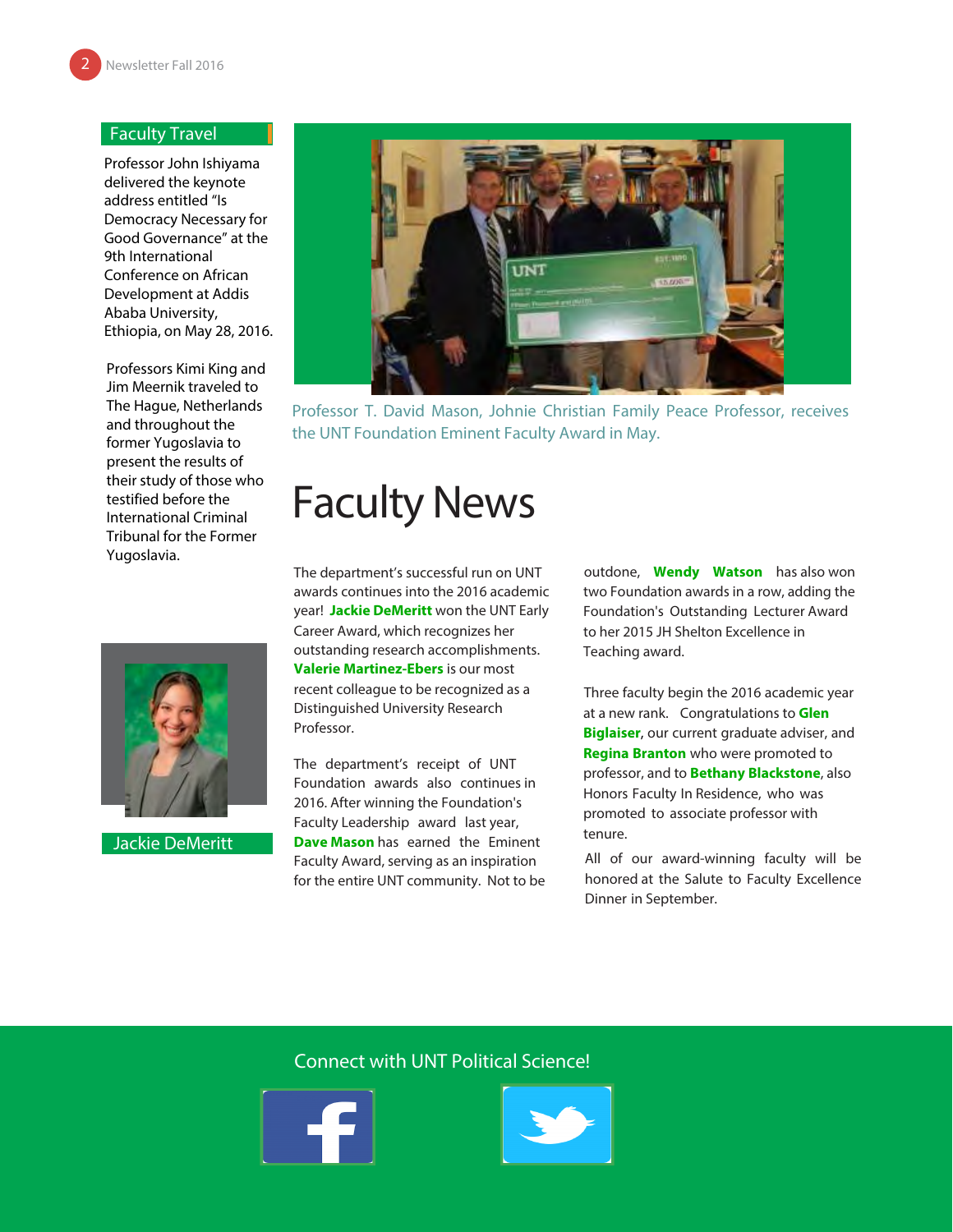## Faculty Travel

Professor John Ishiyama delivered the keynote address entitled "Is Democracy Necessary for Good Governance" at the 9th International Conference on African Development at Addis Ababa University, Ethiopia, on May 28, 2016.

Professors Kimi King and Jim Meernik traveled to The Hague, Netherlands and throughout the former Yugoslavia to present the results of their study of those who testified before the International Criminal Tribunal for the Former Yugoslavia.

Jackie DeMeritt

Professor T. David Mason, Johnie Christian Family Peace Professor, receives the UNT Foundation Eminent Faculty Award in May.

# Faculty News

The department's successful run on UNT awards continues into the 2016 academic year! **Jackie DeMeritt** won the UNT Early Career Award, which recognizes her outstanding research accomplishments. **Valerie Martinez-Ebers** is our most recent colleague to be recognized as a Distinguished University Research Professor.

The department's receipt of UNT Foundation awards also continues in 2016. After winning the Foundation's Faculty Leadership award last year, **Dave Mason** has earned the Eminent Faculty Award, serving as an inspiration for the entire UNT community. Not to be outdone, **Wendy Watson** has also won two Foundation awards in a row, adding the Foundation's Outstanding Lecturer Award to her 2015 JH Shelton Excellence in Teaching award.

Three faculty begin the 2016 academic year at a new rank. Congratulations to **Glen Biglaiser**, our current graduate adviser, and **Regina Branton** who were promoted to professor, and to **Bethany Blackstone**, also Honors Faculty In Residence, who was promoted to associate professor with tenure.

All of our award-winning faculty will be honored at the Salute to Faculty Excellence Dinner in September.

Connect with UNT Political Science!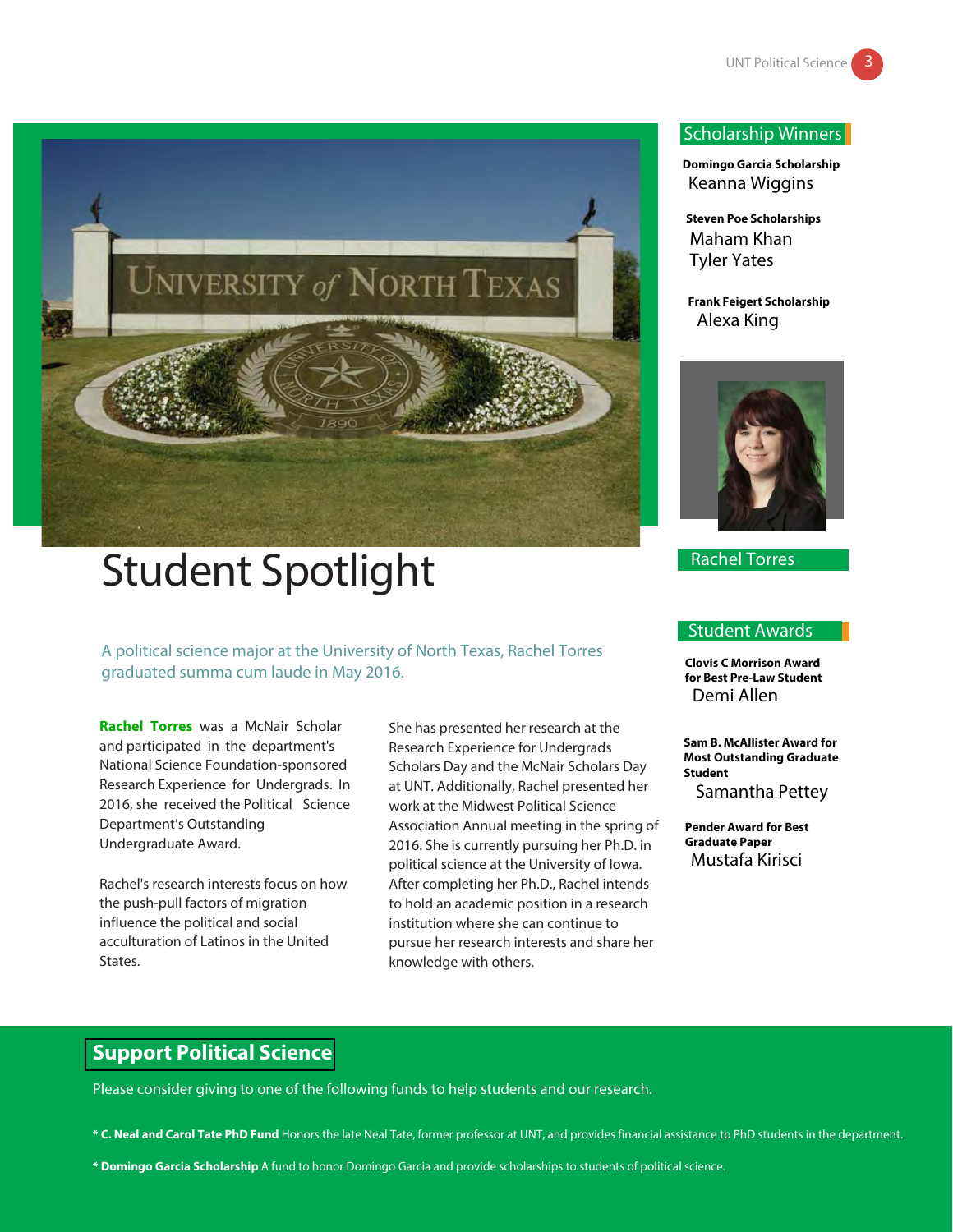# Student Spotlight

A political science major at the University of North Texas, Rachel Torres graduated summa cum laude in May 2016.

**Rachel Torres** was a McNair Scholar and participated in the department's National Science Foundation-sponsored Research Experience for Undergrads. In 2016, she received the Political Science Department's Outstanding Undergraduate Award.

Rachel's research interests focus on how the push-pull factors of migration influence the political and social acculturation of Latinos in the United States.

She has presented her research at the Research Experience for Undergrads Scholars Day and the McNair Scholars Day at UNT. Additionally, Rachel presented her work at the Midwest Political Science Association Annual meeting in the spring of 2016. She is currently pursuing her Ph.D. in political science at the University of Iowa. After completing her Ph.D., Rachel intends to hold an academic position in a research institution where she can continue to pursue her research interests and share her knowledge with others.

## Scholarship Winners

**Domingo Garcia Scholarship**
Keanna Wiggins

**Steven Poe Scholarships**
Maham Khan
Tyler Yates

**Frank Feigert Scholarship**
Alexa King

Rachel Torres

## Student Awards

**Clovis C Morrison Award for Best Pre-Law Student**
Demi Allen

**Sam B. McAllister Award for Most Outstanding Graduate Student**
Samantha Pettey

**Pender Award for Best Graduate Paper**
Mustafa Kirisci

## Support Political Science

Please consider giving to one of the following funds to help students and our research.

* **C. Neal and Carol Tate PhD Fund** Honors the late Neal Tate, former professor at UNT, and provides financial assistance to PhD students in the department.

* **Domingo Garcia Scholarship** A fund to honor Domingo Garcia and provide scholarships to students of political science.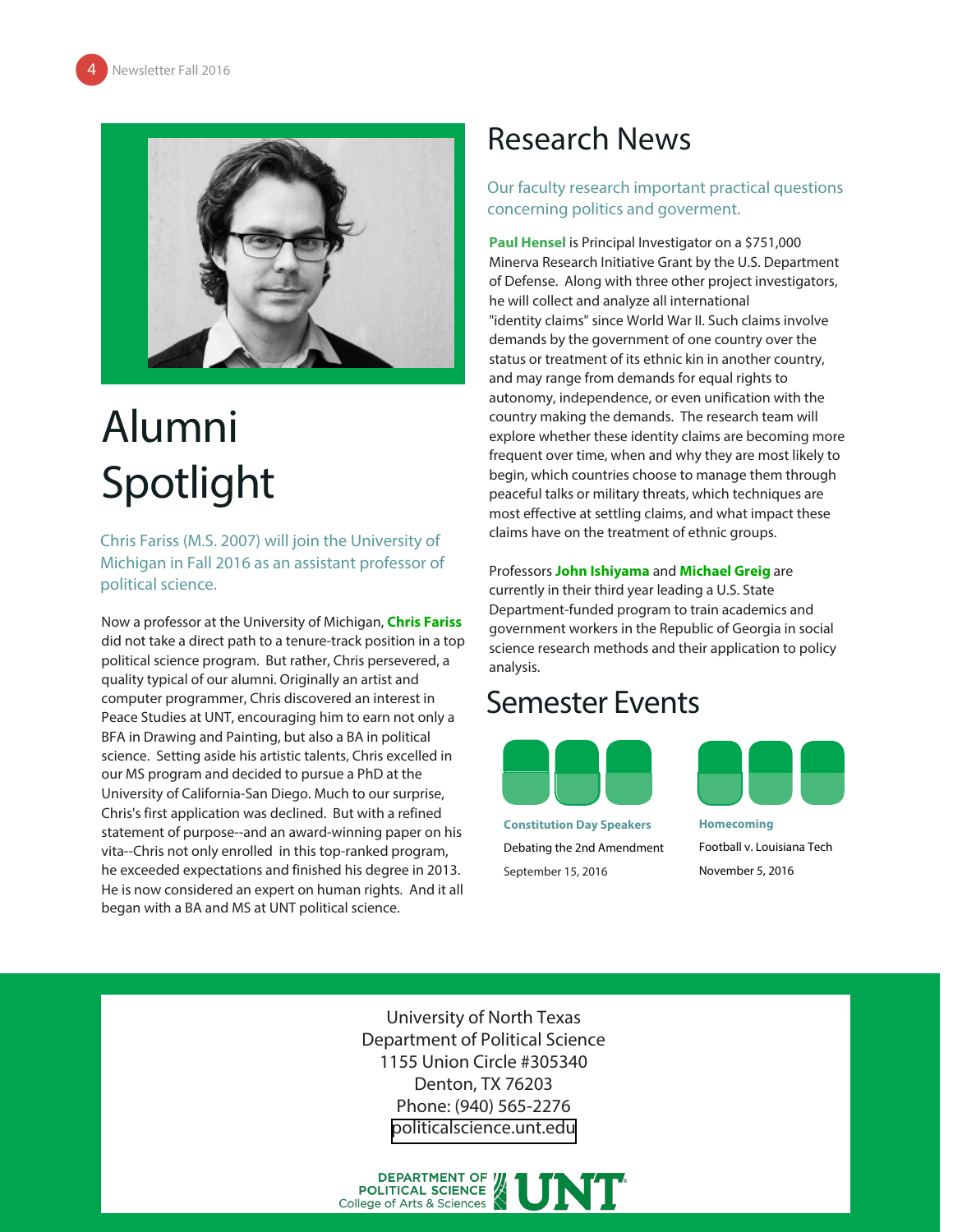# Alumni Spotlight

Chris Fariss (M.S. 2007) will join the University of Michigan in Fall 2016 as an assistant professor of political science.

Now a professor at the University of Michigan, **Chris Fariss** did not take a direct path to a tenure-track position in a top political science program. But rather, Chris persevered, a quality typical of our alumni. Originally an artist and computer programmer, Chris discovered an interest in Peace Studies at UNT, encouraging him to earn not only a BFA in Drawing and Painting, but also a BA in political science. Setting aside his artistic talents, Chris excelled in our MS program and decided to pursue a PhD at the University of California-San Diego. Much to our surprise, Chris's first application was declined. But with a refined statement of purpose--and an award-winning paper on his vita--Chris not only enrolled in this top-ranked program, he exceeded expectations and finished his degree in 2013. He is now considered an expert on human rights. And it all began with a BA and MS at UNT political science.

# Research News

Our faculty research important practical questions concerning politics and goverment.

**Paul Hensel** is Principal Investigator on a $751,000 Minerva Research Initiative Grant by the U.S. Department of Defense. Along with three other project investigators, he will collect and analyze all international "identity claims" since World War II. Such claims involve demands by the government of one country over the status or treatment of its ethnic kin in another country, and may range from demands for equal rights to autonomy, independence, or even unification with the country making the demands. The research team will explore whether these identity claims are becoming more frequent over time, when and why they are most likely to begin, which countries choose to manage them through peaceful talks or military threats, which techniques are most effective at settling claims, and what impact these claims have on the treatment of ethnic groups.

Professors **John Ishiyama** and **Michael Greig** are currently in their third year leading a U.S. State Department-funded program to train academics and government workers in the Republic of Georgia in social science research methods and their application to policy analysis.

# Semester Events

**Constitution Day Speakers**

Debating the 2nd Amendment

September 15, 2016

**Homecoming**

Football v. Louisiana Tech

November 5, 2016

University of North Texas
Department of Political Science
1155 Union Circle #305340
Denton, TX 76203
Phone: (940) 565-2276
politicalscience.unt.edu

DEPARTMENT OF POLITICAL SCIENCE
College of Arts & Sciences
UNT